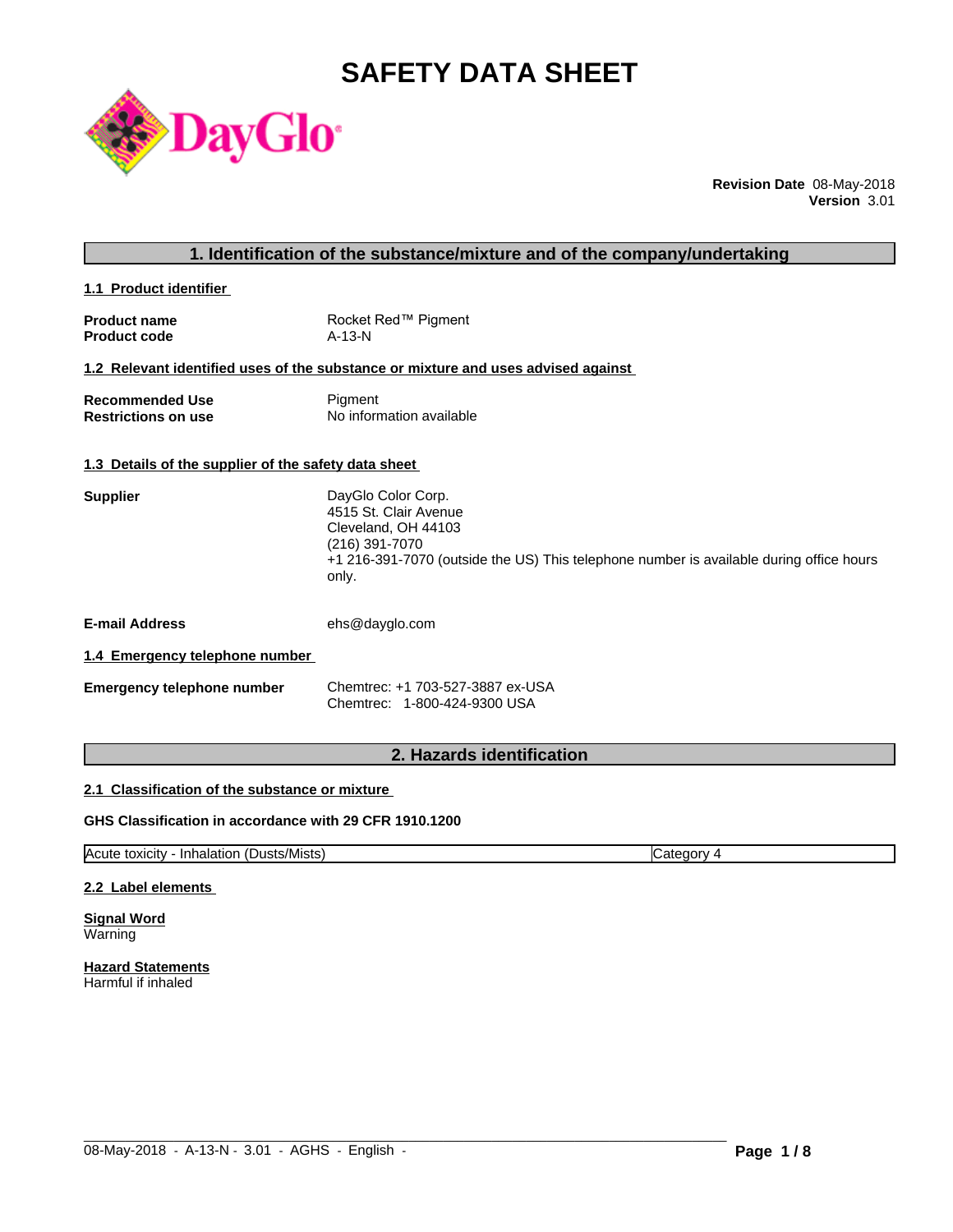# SAFETY DATA SHEET

**Revision Date** 08-May-2018
**Version** 3.01

## 1. Identification of the substance/mixture and of the company/undertaking

### 1.1 Product identifier

**Product name** Rocket Red™ Pigment
**Product code** A-13-N

### 1.2 Relevant identified uses of the substance or mixture and uses advised against

**Recommended Use** Pigment
**Restrictions on use** No information available

### 1.3 Details of the supplier of the safety data sheet

**Supplier**
DayGlo Color Corp.
4515 St. Clair Avenue
Cleveland, OH 44103
(216) 391-7070
+1 216-391-7070 (outside the US) This telephone number is available during office hours only.

**E-mail Address** ehs@dayglo.com

### 1.4 Emergency telephone number

**Emergency telephone number**
Chemtrec: +1 703-527-3887 ex-USA
Chemtrec: 1-800-424-9300 USA

## 2. Hazards identification

### 2.1 Classification of the substance or mixture

**GHS Classification in accordance with 29 CFR 1910.1200**

| Acute toxicity - Inhalation (Dusts/Mists) | Category 4 |
|---|---|

### 2.2 Label elements

**Signal Word**
Warning

**Hazard Statements**
Harmful if inhaled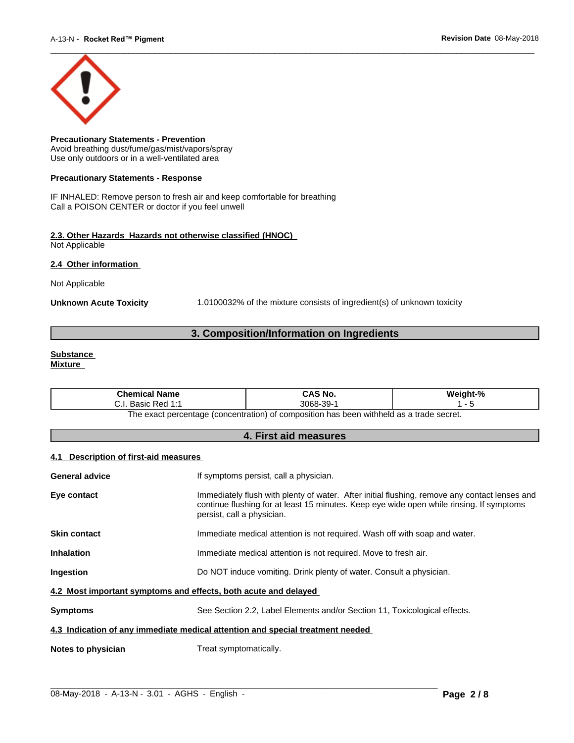**Precautionary Statements - Prevention**
Avoid breathing dust/fume/gas/mist/vapors/spray
Use only outdoors or in a well-ventilated area

**Precautionary Statements - Response**

IF INHALED: Remove person to fresh air and keep comfortable for breathing
Call a POISON CENTER or doctor if you feel unwell

**2.3. Other Hazards Hazards not otherwise classified (HNOC)**
Not Applicable

**2.4 Other information**

Not Applicable

**Unknown Acute Toxicity** 1.0100032% of the mixture consists of ingredient(s) of unknown toxicity

## 3. Composition/Information on Ingredients

**Substance**
**Mixture**

| Chemical Name | CAS No. | Weight-% |
|---|---|---|
| C.I. Basic Red 1:1 | 3068-39-1 | 1 - 5 |

The exact percentage (concentration) of composition has been withheld as a trade secret.

## 4. First aid measures

**4.1 Description of first-aid measures**

**General advice** If symptoms persist, call a physician.

**Eye contact** Immediately flush with plenty of water. After initial flushing, remove any contact lenses and continue flushing for at least 15 minutes. Keep eye wide open while rinsing. If symptoms persist, call a physician.

**Skin contact** Immediate medical attention is not required. Wash off with soap and water.

**Inhalation** Immediate medical attention is not required. Move to fresh air.

**Ingestion** Do NOT induce vomiting. Drink plenty of water. Consult a physician.

**4.2 Most important symptoms and effects, both acute and delayed**

**Symptoms** See Section 2.2, Label Elements and/or Section 11, Toxicological effects.

**4.3 Indication of any immediate medical attention and special treatment needed**

**Notes to physician** Treat symptomatically.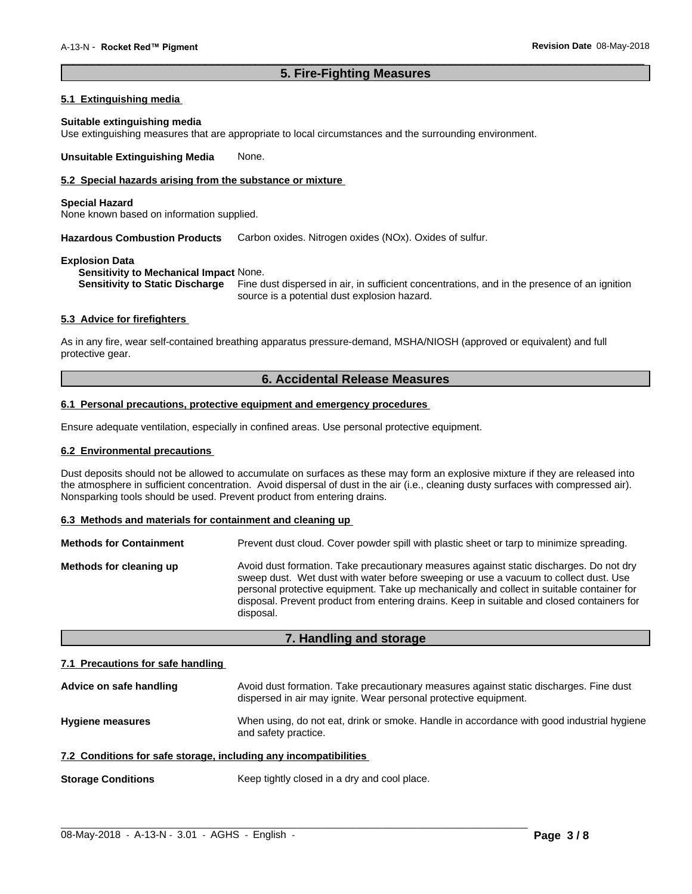## 5. Fire-Fighting Measures

### 5.1 Extinguishing media

**Suitable extinguishing media**
Use extinguishing measures that are appropriate to local circumstances and the surrounding environment.

**Unsuitable Extinguishing Media** None.

### 5.2 Special hazards arising from the substance or mixture

**Special Hazard**
None known based on information supplied.

**Hazardous Combustion Products** Carbon oxides. Nitrogen oxides (NOx). Oxides of sulfur.

**Explosion Data**
**Sensitivity to Mechanical Impact** None.
**Sensitivity to Static Discharge** Fine dust dispersed in air, in sufficient concentrations, and in the presence of an ignition source is a potential dust explosion hazard.

### 5.3 Advice for firefighters

As in any fire, wear self-contained breathing apparatus pressure-demand, MSHA/NIOSH (approved or equivalent) and full protective gear.

## 6. Accidental Release Measures

### 6.1 Personal precautions, protective equipment and emergency procedures

Ensure adequate ventilation, especially in confined areas. Use personal protective equipment.

### 6.2 Environmental precautions

Dust deposits should not be allowed to accumulate on surfaces as these may form an explosive mixture if they are released into the atmosphere in sufficient concentration. Avoid dispersal of dust in the air (i.e., cleaning dusty surfaces with compressed air). Nonsparking tools should be used. Prevent product from entering drains.

### 6.3 Methods and materials for containment and cleaning up

**Methods for Containment** Prevent dust cloud. Cover powder spill with plastic sheet or tarp to minimize spreading.

**Methods for cleaning up** Avoid dust formation. Take precautionary measures against static discharges. Do not dry sweep dust. Wet dust with water before sweeping or use a vacuum to collect dust. Use personal protective equipment. Take up mechanically and collect in suitable container for disposal. Prevent product from entering drains. Keep in suitable and closed containers for disposal.

## 7. Handling and storage

### 7.1 Precautions for safe handling

**Advice on safe handling** Avoid dust formation. Take precautionary measures against static discharges. Fine dust dispersed in air may ignite. Wear personal protective equipment.

**Hygiene measures** When using, do not eat, drink or smoke. Handle in accordance with good industrial hygiene and safety practice.

### 7.2 Conditions for safe storage, including any incompatibilities

**Storage Conditions** Keep tightly closed in a dry and cool place.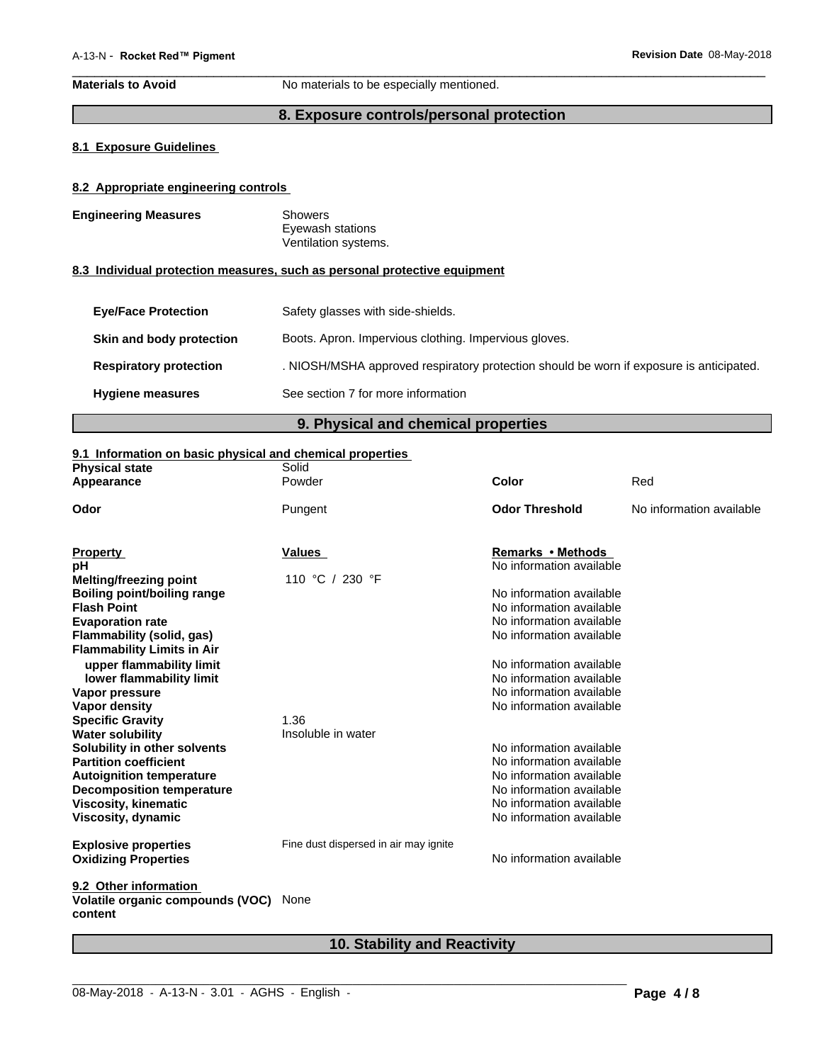**Materials to Avoid** No materials to be especially mentioned.

## 8. Exposure controls/personal protection

### 8.1 Exposure Guidelines

### 8.2 Appropriate engineering controls

**Engineering Measures**
Showers
Eyewash stations
Ventilation systems.

### 8.3 Individual protection measures, such as personal protective equipment

| | |
|---|---|
| **Eye/Face Protection** | Safety glasses with side-shields. |
| **Skin and body protection** | Boots. Apron. Impervious clothing. Impervious gloves. |
| **Respiratory protection** | . NIOSH/MSHA approved respiratory protection should be worn if exposure is anticipated. |
| **Hygiene measures** | See section 7 for more information |

## 9. Physical and chemical properties

### 9.1 Information on basic physical and chemical properties

| | | | |
|---|---|---|---|
| **Physical state** | Solid | | |
| **Appearance** | Powder | **Color** | Red |
| **Odor** | Pungent | **Odor Threshold** | No information available |

| **Property** | **Values** | **Remarks • Methods** |
|---|---|---|
| **pH** | | No information available |
| **Melting/freezing point** | 110 °C / 230 °F | |
| **Boiling point/boiling range** | | No information available |
| **Flash Point** | | No information available |
| **Evaporation rate** | | No information available |
| **Flammability (solid, gas)** | | No information available |
| **Flammability Limits in Air** | | |
| **upper flammability limit** | | No information available |
| **lower flammability limit** | | No information available |
| **Vapor pressure** | | No information available |
| **Vapor density** | | No information available |
| **Specific Gravity** | 1.36 | |
| **Water solubility** | Insoluble in water | |
| **Solubility in other solvents** | | No information available |
| **Partition coefficient** | | No information available |
| **Autoignition temperature** | | No information available |
| **Decomposition temperature** | | No information available |
| **Viscosity, kinematic** | | No information available |
| **Viscosity, dynamic** | | No information available |
| **Explosive properties** | Fine dust dispersed in air may ignite | |
| **Oxidizing Properties** | | No information available |

### 9.2 Other information

**Volatile organic compounds (VOC) content** None

## 10. Stability and Reactivity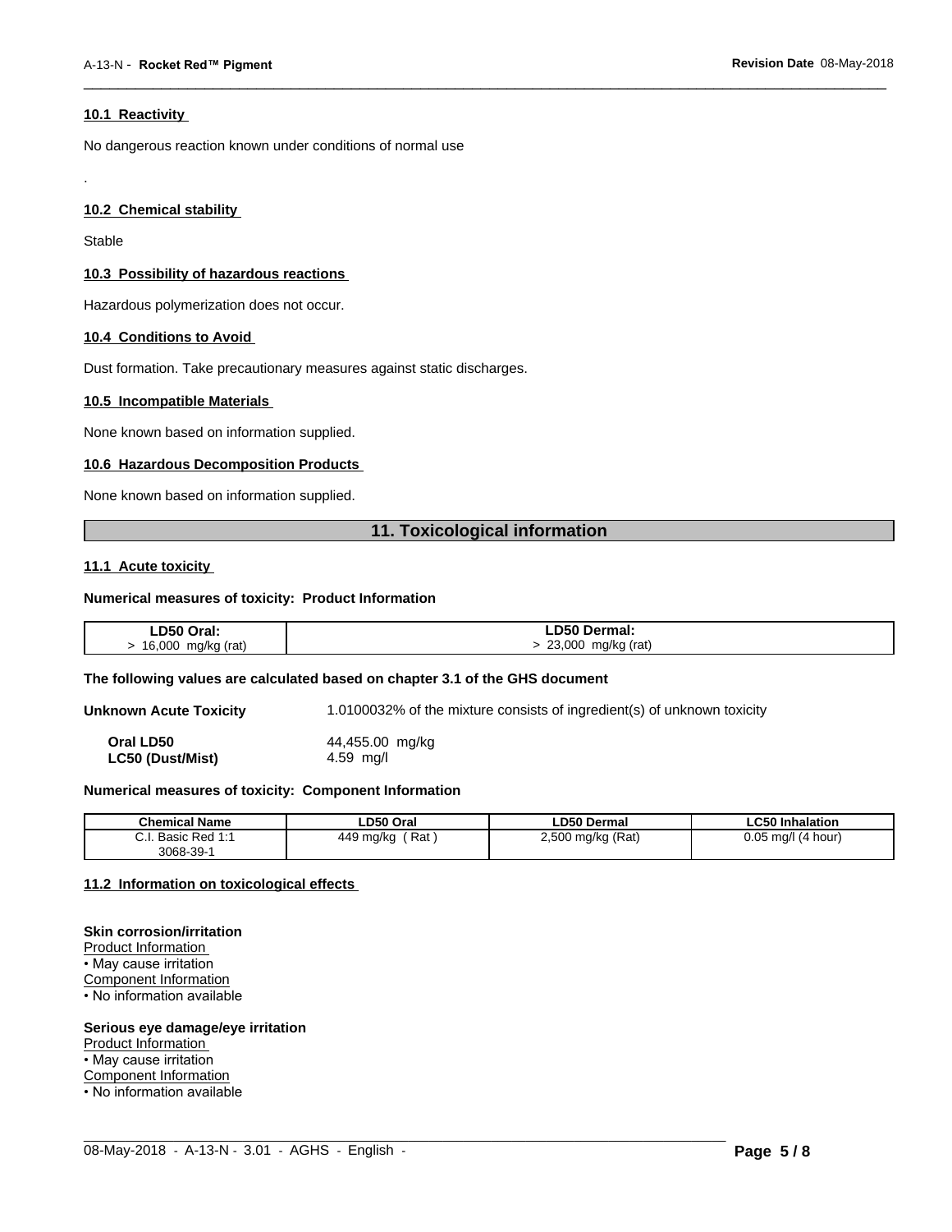### 10.1 Reactivity

No dangerous reaction known under conditions of normal use

.

### 10.2 Chemical stability

Stable

### 10.3 Possibility of hazardous reactions

Hazardous polymerization does not occur.

### 10.4 Conditions to Avoid

Dust formation. Take precautionary measures against static discharges.

### 10.5 Incompatible Materials

None known based on information supplied.

### 10.6 Hazardous Decomposition Products

None known based on information supplied.

## 11. Toxicological information

### 11.1 Acute toxicity

**Numerical measures of toxicity: Product Information**

| LD50 Oral: | LD50 Dermal: |
|---|---|
| > 16,000 mg/kg (rat) | > 23,000 mg/kg (rat) |

**The following values are calculated based on chapter 3.1 of the GHS document**

**Unknown Acute Toxicity** 1.0100032% of the mixture consists of ingredient(s) of unknown toxicity

**Oral LD50** 44,455.00 mg/kg
**LC50 (Dust/Mist)** 4.59 mg/l

**Numerical measures of toxicity: Component Information**

| Chemical Name | LD50 Oral | LD50 Dermal | LC50 Inhalation |
|---|---|---|---|
| C.I. Basic Red 1:1 3068-39-1 | 449 mg/kg ( Rat ) | 2,500 mg/kg (Rat) | 0.05 mg/l (4 hour) |

### 11.2 Information on toxicological effects

**Skin corrosion/irritation**
Product Information
• May cause irritation
Component Information
• No information available

**Serious eye damage/eye irritation**
Product Information
• May cause irritation
Component Information
• No information available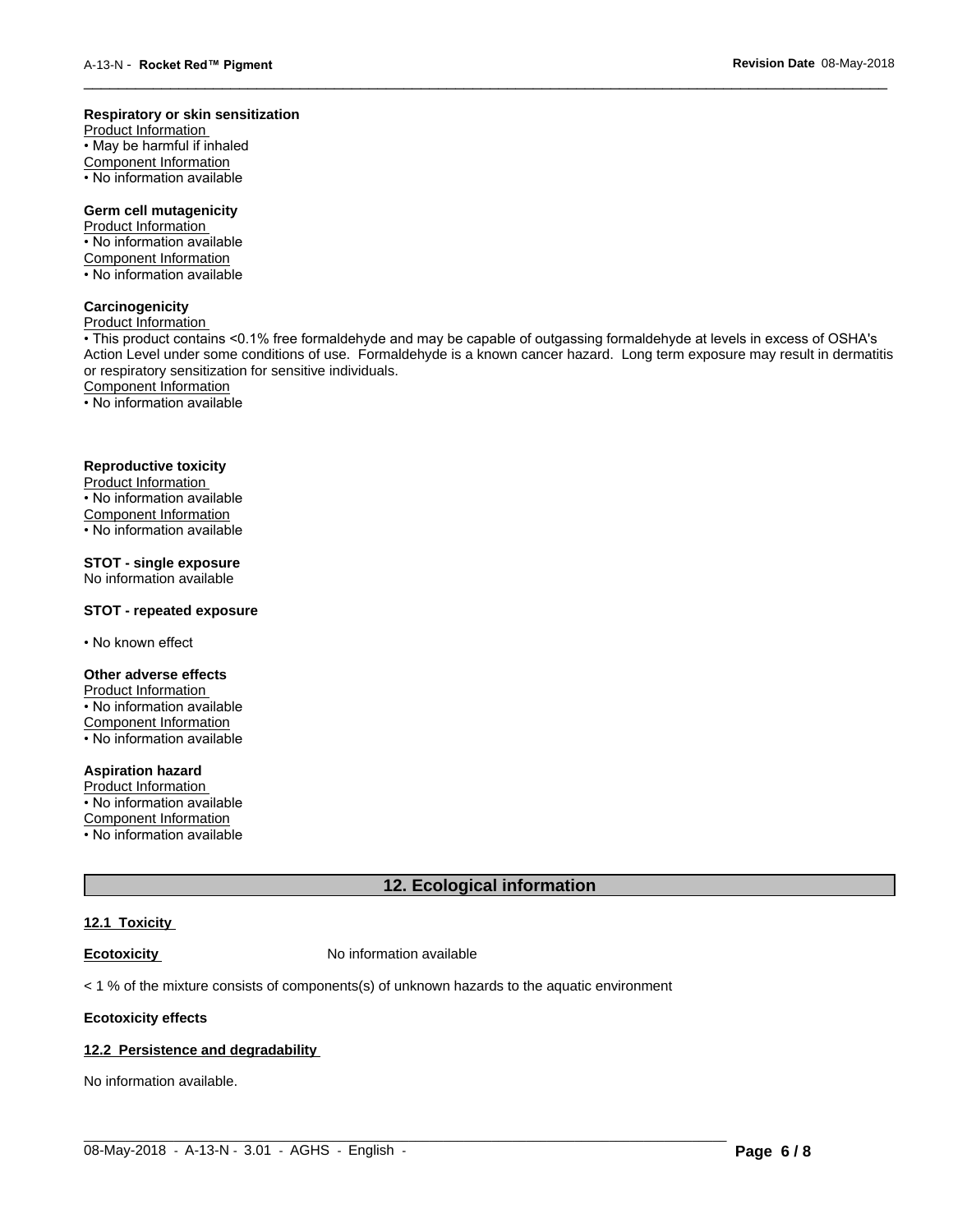**Respiratory or skin sensitization**

Product Information

• May be harmful if inhaled

Component Information

• No information available

**Germ cell mutagenicity**

Product Information

• No information available

Component Information

• No information available

**Carcinogenicity**

Product Information

• This product contains <0.1% free formaldehyde and may be capable of outgassing formaldehyde at levels in excess of OSHA's Action Level under some conditions of use. Formaldehyde is a known cancer hazard. Long term exposure may result in dermatitis or respiratory sensitization for sensitive individuals.

Component Information

• No information available

**Reproductive toxicity**

Product Information

• No information available

Component Information

• No information available

**STOT - single exposure**

No information available

**STOT - repeated exposure**

• No known effect

**Other adverse effects**

Product Information

• No information available

Component Information

• No information available

**Aspiration hazard**

Product Information

• No information available

Component Information

• No information available

## 12. Ecological information

### 12.1 Toxicity

**Ecotoxicity** No information available

< 1 % of the mixture consists of components(s) of unknown hazards to the aquatic environment

**Ecotoxicity effects**

### 12.2 Persistence and degradability

No information available.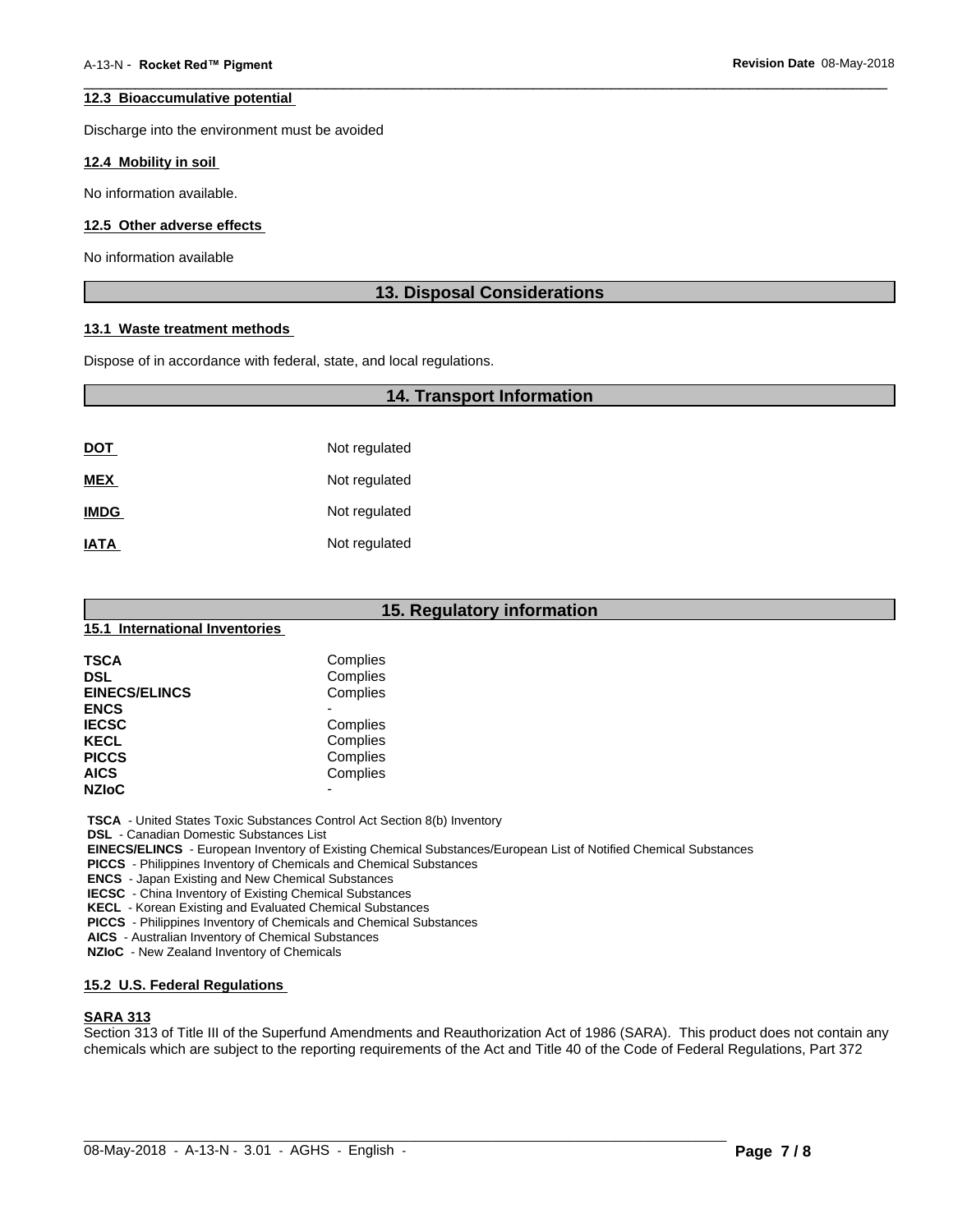#### 12.3 Bioaccumulative potential

Discharge into the environment must be avoided

#### 12.4 Mobility in soil

No information available.

#### 12.5 Other adverse effects

No information available

## 13. Disposal Considerations

#### 13.1 Waste treatment methods

Dispose of in accordance with federal, state, and local regulations.

## 14. Transport Information

| | |
|---|---|
| **DOT** | Not regulated |
| **MEX** | Not regulated |
| **IMDG** | Not regulated |
| **IATA** | Not regulated |

## 15. Regulatory information

#### 15.1 International Inventories

| | |
|---|---|
| **TSCA** | Complies |
| **DSL** | Complies |
| **EINECS/ELINCS** | Complies |
| **ENCS** | - |
| **IECSC** | Complies |
| **KECL** | Complies |
| **PICCS** | Complies |
| **AICS** | Complies |
| **NZIoC** | - |

**TSCA** - United States Toxic Substances Control Act Section 8(b) Inventory
**DSL** - Canadian Domestic Substances List
**EINECS/ELINCS** - European Inventory of Existing Chemical Substances/European List of Notified Chemical Substances
**PICCS** - Philippines Inventory of Chemicals and Chemical Substances
**ENCS** - Japan Existing and New Chemical Substances
**IECSC** - China Inventory of Existing Chemical Substances
**KECL** - Korean Existing and Evaluated Chemical Substances
**PICCS** - Philippines Inventory of Chemicals and Chemical Substances
**AICS** - Australian Inventory of Chemical Substances
**NZIoC** - New Zealand Inventory of Chemicals

#### 15.2 U.S. Federal Regulations

**SARA 313**
Section 313 of Title III of the Superfund Amendments and Reauthorization Act of 1986 (SARA). This product does not contain any chemicals which are subject to the reporting requirements of the Act and Title 40 of the Code of Federal Regulations, Part 372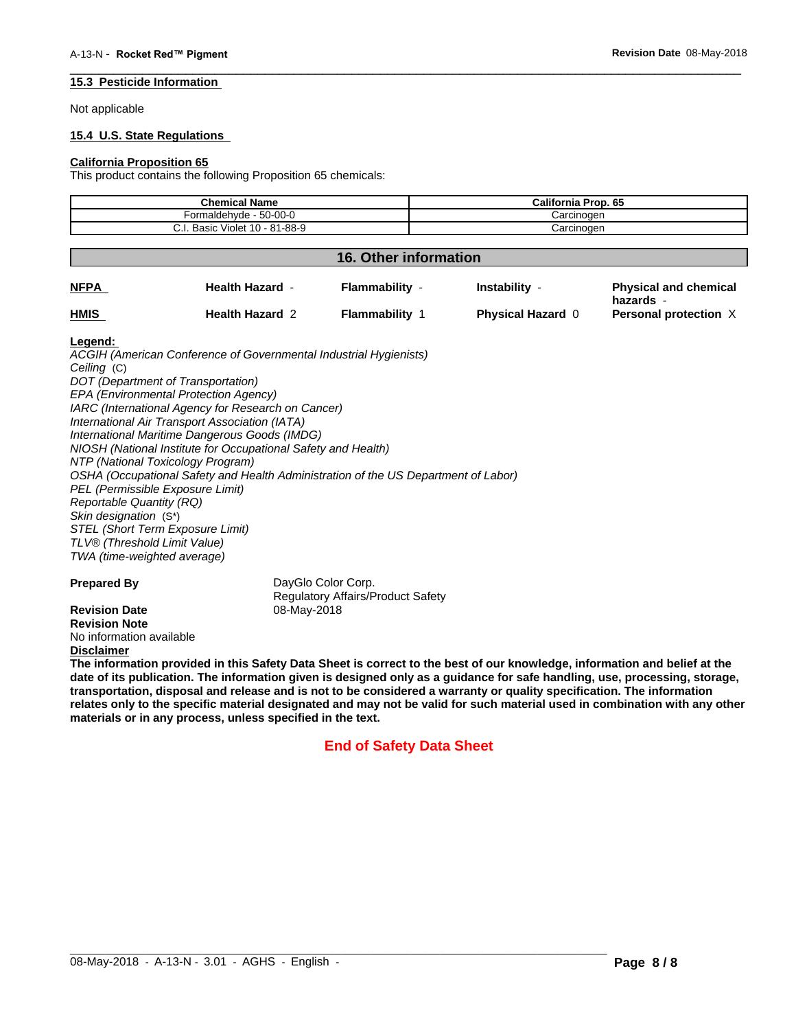### 15.3 Pesticide Information

Not applicable

### 15.4 U.S. State Regulations

**California Proposition 65**

This product contains the following Proposition 65 chemicals:

| Chemical Name | California Prop. 65 |
|---|---|
| Formaldehyde - 50-00-0 | Carcinogen |
| C.I. Basic Violet 10 - 81-88-9 | Carcinogen |

## 16. Other information

| | | | | |
|---|---|---|---|---|
| **NFPA** | **Health Hazard** - | **Flammability** - | **Instability** - | **Physical and chemical hazards** - |
| **HMIS** | **Health Hazard** 2 | **Flammability** 1 | **Physical Hazard** 0 | **Personal protection** X |

**Legend:**

*ACGIH (American Conference of Governmental Industrial Hygienists)*
*Ceiling* (C)
*DOT (Department of Transportation)*
*EPA (Environmental Protection Agency)*
*IARC (International Agency for Research on Cancer)*
*International Air Transport Association (IATA)*
*International Maritime Dangerous Goods (IMDG)*
*NIOSH (National Institute for Occupational Safety and Health)*
*NTP (National Toxicology Program)*
*OSHA (Occupational Safety and Health Administration of the US Department of Labor)*
*PEL (Permissible Exposure Limit)*
*Reportable Quantity (RQ)*
*Skin designation* (S*)
*STEL (Short Term Exposure Limit)*
*TLV® (Threshold Limit Value)*
*TWA (time-weighted average)*

**Prepared By** DayGlo Color Corp.
Regulatory Affairs/Product Safety

**Revision Date** 08-May-2018

**Revision Note**

No information available

**Disclaimer**

**The information provided in this Safety Data Sheet is correct to the best of our knowledge, information and belief at the date of its publication. The information given is designed only as a guidance for safe handling, use, processing, storage, transportation, disposal and release and is not to be considered a warranty or quality specification. The information relates only to the specific material designated and may not be valid for such material used in combination with any other materials or in any process, unless specified in the text.**

**End of Safety Data Sheet**